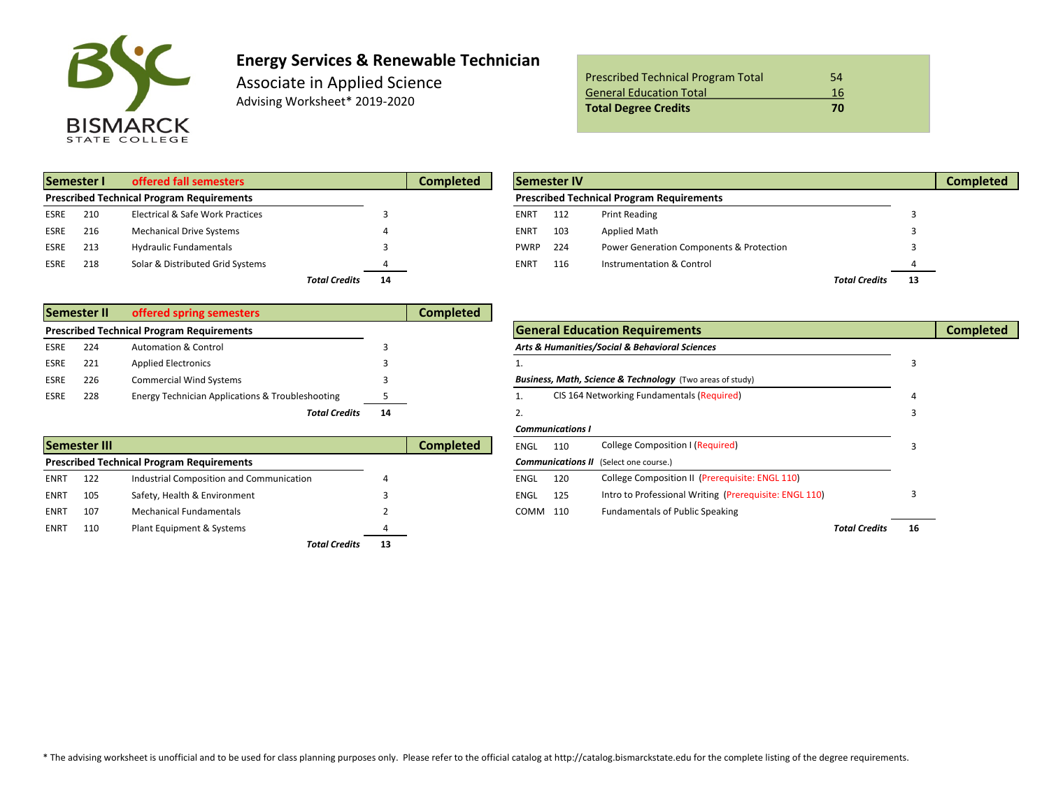BISMARCK STATE COLLEGE

# Energy Services & Renewable Technician

## Associate in Applied Science

Advising Worksheet* 2019-2020

| | |
|---|---|
| Prescribed Technical Program Total | 54 |
| General Education Total | 16 |
| **Total Degree Credits** | **70** |

### Semester I — offered fall semesters

| **Prescribed Technical Program Requirements** | | | | Completed |
|---|---|---|---|---|
| ESRE | 210 | Electrical & Safe Work Practices | 3 | |
| ESRE | 216 | Mechanical Drive Systems | 4 | |
| ESRE | 213 | Hydraulic Fundamentals | 3 | |
| ESRE | 218 | Solar & Distributed Grid Systems | 4 | |
| | | ***Total Credits*** | **14** | |

### Semester II — offered spring semesters

| **Prescribed Technical Program Requirements** | | | | Completed |
|---|---|---|---|---|
| ESRE | 224 | Automation & Control | 3 | |
| ESRE | 221 | Applied Electronics | 3 | |
| ESRE | 226 | Commercial Wind Systems | 3 | |
| ESRE | 228 | Energy Technician Applications & Troubleshooting | 5 | |
| | | ***Total Credits*** | **14** | |

### Semester III

| **Prescribed Technical Program Requirements** | | | | Completed |
|---|---|---|---|---|
| ENRT | 122 | Industrial Composition and Communication | 4 | |
| ENRT | 105 | Safety, Health & Environment | 3 | |
| ENRT | 107 | Mechanical Fundamentals | 2 | |
| ENRT | 110 | Plant Equipment & Systems | 4 | |
| | | ***Total Credits*** | **13** | |

### Semester IV

| **Prescribed Technical Program Requirements** | | | | Completed |
|---|---|---|---|---|
| ENRT | 112 | Print Reading | 3 | |
| ENRT | 103 | Applied Math | 3 | |
| PWRP | 224 | Power Generation Components & Protection | 3 | |
| ENRT | 116 | Instrumentation & Control | 4 | |
| | | ***Total Credits*** | **13** | |

### General Education Requirements

| | | | | Completed |
|---|---|---|---|---|
| ***Arts & Humanities/Social & Behavioral Sciences*** | | | | |
| 1. | | | 3 | |
| ***Business, Math, Science & Technology*** (Two areas of study) | | | | |
| 1. | | CIS 164 Networking Fundamentals (Required) | 4 | |
| 2. | | | 3 | |
| ***Communications I*** | | | | |
| ENGL | 110 | College Composition I (Required) | 3 | |
| ***Communications II*** (Select one course.) | | | | |
| ENGL | 120 | College Composition II (Prerequisite: ENGL 110) | | |
| ENGL | 125 | Intro to Professional Writing (Prerequisite: ENGL 110) | 3 | |
| COMM | 110 | Fundamentals of Public Speaking | | |
| | | ***Total Credits*** | **16** | |

* The advising worksheet is unofficial and to be used for class planning purposes only. Please refer to the official catalog at http://catalog.bismarckstate.edu for the complete listing of the degree requirements.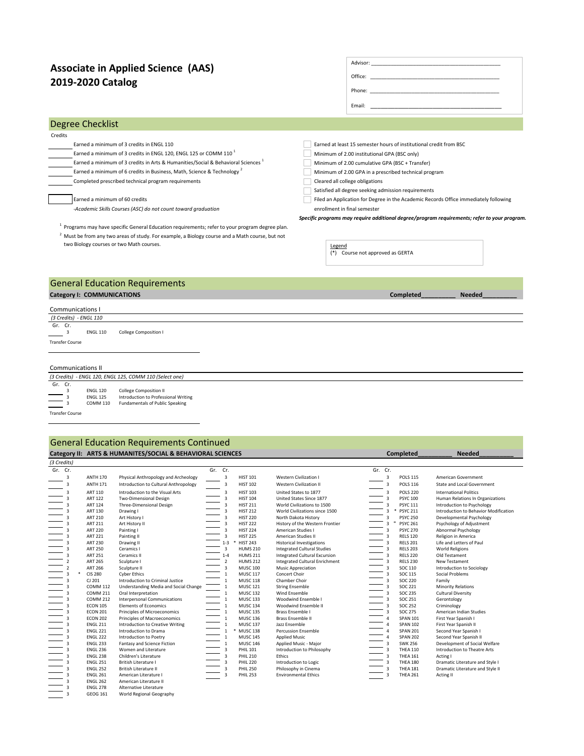# Associate in Applied Science (AAS)
# 2019-2020 Catalog

Advisor: ___________________________

Office: ___________________________

Phone: ___________________________

Email: ___________________________

## Degree Checklist

Credits

- _____ Earned a minimum of 3 credits in ENGL 110
- _____ Earned a minimum of 3 credits in ENGL 120, ENGL 125 or COMM 110 [1]
- _____ Earned a minimum of 3 credits in Arts & Humanities/Social & Behavioral Sciences [1]
- _____ Earned a minimum of 6 credits in Business, Math, Science & Technology [2]
- _____ Completed prescribed technical program requirements
- _____ Earned a minimum of 60 credits

*-Academic Skills Courses (ASC) do not count toward graduation*

- ☐ Earned at least 15 semester hours of institutional credit from BSC
- ☐ Minimum of 2.00 institutional GPA (BSC only)
- ☐ Minimum of 2.00 cumulative GPA (BSC + Transfer)
- ☐ Minimum of 2.00 GPA in a prescribed technical program
- ☐ Cleared all college obligations
- ☐ Satisfied all degree seeking admission requirements
- ☐ Filed an Application for Degree in the Academic Records Office immediately following enrollment in final semester

***Specific programs may require additional degree/program requirements; refer to your program.***

[1] Programs may have specific General Education requirements; refer to your program degree plan.

[2] Must be from any two areas of study. For example, a Biology course and a Math course, but not two Biology courses or two Math courses.

Legend
(*) Course not approved as GERTA

## General Education Requirements

**Category I: COMMUNICATIONS** — Completed_________ Needed_________

### Communications I

*(3 Credits) - ENGL 110*

| Gr. | Cr. | Course | Title |
|---|---|---|---|
| ____ | 3 | ENGL 110 | College Composition I |

Transfer Course ____________________

### Communications II

*(3 Credits) - ENGL 120, ENGL 125, COMM 110 (Select one)*

| Gr. | Cr. | Course | Title |
|---|---|---|---|
| ____ | 3 | ENGL 120 | College Composition II |
| ____ | 3 | ENGL 125 | Introduction to Professional Writing |
| ____ | 3 | COMM 110 | Fundamentals of Public Speaking |

Transfer Course ____________________

## General Education Requirements Continued

**Category II: ARTS & HUMANITES/SOCIAL & BEHAVIORAL SCIENCES** — Completed_________ Needed_________

*(3 Credits)*

| Gr. | Cr. | Course | Title |
|---|---|---|---|
| ____ | 3 | ANTH 170 | Physical Anthropology and Archeology |
| ____ | 3 | ANTH 171 | Introduction to Cultural Anthropology |
| ____ | 3 | ART 110 | Introduction to the Visual Arts |
| ____ | 3 | ART 122 | Two-Dimensional Design |
| ____ | 3 | ART 124 | Three-Dimensional Design |
| ____ | 3 | ART 130 | Drawing I |
| ____ | 3 | ART 210 | Art History I |
| ____ | 3 | ART 211 | Art History II |
| ____ | 3 | ART 220 | Painting I |
| ____ | 3 | ART 221 | Painting II |
| ____ | 3 | ART 230 | Drawing II |
| ____ | 3 | ART 250 | Ceramics I |
| ____ | 3 | ART 251 | Ceramics II |
| ____ | 2 | ART 265 | Sculpture I |
| ____ | 2 | ART 266 | Sculpture II |
| ____ | 3 | * CIS 280 | Cyber Ethics |
| ____ | 3 | CJ 201 | Introduction to Criminal Justice |
| ____ | 3 | COMM 112 | Understanding Media and Social Change |
| ____ | 3 | COMM 211 | Oral Interpretation |
| ____ | 3 | COMM 212 | Interpersonal Communications |
| ____ | 3 | ECON 105 | Elements of Economics |
| ____ | 3 | ECON 201 | Principles of Microeconomics |
| ____ | 3 | ECON 202 | Principles of Macroeconomics |
| ____ | 3 | ENGL 211 | Introduction to Creative Writing |
| ____ | 3 | ENGL 221 | Introduction to Drama |
| ____ | 3 | ENGL 222 | Introduction to Poetry |
| ____ | 3 | ENGL 233 | Fantasy and Science Fiction |
| ____ | 3 | ENGL 236 | Women and Literature |
| ____ | 3 | ENGL 238 | Children's Literature |
| ____ | 3 | ENGL 251 | British Literature I |
| ____ | 3 | ENGL 252 | British Literature II |
| ____ | 3 | ENGL 261 | American Literature I |
| ____ | 3 | ENGL 262 | American Literature II |
| ____ | 3 | ENGL 278 | Alternative Literature |
| ____ | 3 | GEOG 161 | World Regional Geography |
| ____ | 3 | HIST 101 | Western Civilization I |
| ____ | 3 | HIST 102 | Western Civilization II |
| ____ | 3 | HIST 103 | United States to 1877 |
| ____ | 3 | HIST 104 | United States Since 1877 |
| ____ | 3 | HIST 211 | World Civilizations to 1500 |
| ____ | 3 | HIST 212 | World Civilizations since 1500 |
| ____ | 3 | HIST 220 | North Dakota History |
| ____ | 3 | HIST 222 | History of the Western Frontier |
| ____ | 3 | HIST 224 | American Studies I |
| ____ | 3 | HIST 225 | American Studies II |
| ____ | 1-3 | * HIST 243 | Historical Investigations |
| ____ | 3 | HUMS 210 | Integrated Cultural Studies |
| ____ | 1-4 | HUMS 211 | Integrated Cultural Excursion |
| ____ | 2 | HUMS 212 | Integrated Cultural Enrichment |
| ____ | 3 | MUSC 100 | Music Appreciation |
| ____ | 1 | MUSC 117 | Concert Choir |
| ____ | 1 | MUSC 118 | Chamber Choir |
| ____ | 1 | MUSC 121 | String Ensemble |
| ____ | 1 | MUSC 132 | Wind Ensemble |
| ____ | 1 | MUSC 133 | Woodwind Ensemble I |
| ____ | 1 | MUSC 134 | Woodwind Ensemble II |
| ____ | 1 | MUSC 135 | Brass Ensemble I |
| ____ | 1 | MUSC 136 | Brass Ensemble II |
| ____ | 1 | MUSC 137 | Jazz Ensemble |
| ____ | 1 | * MUSC 138 | Percussion Ensemble |
| ____ | 1 | MUSC 145 | Applied Music |
| ____ | 1 | MUSC 146 | Applied Music - Major |
| ____ | 3 | PHIL 101 | Introduction to Philosophy |
| ____ | 3 | PHIL 210 | Ethics |
| ____ | 3 | PHIL 220 | Introduction to Logic |
| ____ | 3 | PHIL 250 | Philosophy in Cinema |
| ____ | 3 | PHIL 253 | Environmental Ethics |
| ____ | 3 | POLS 115 | American Government |
| ____ | 3 | POLS 116 | State and Local Government |
| ____ | 3 | POLS 220 | International Politics |
| ____ | 3 | PSYC 100 | Human Relations In Organizations |
| ____ | 3 | PSYC 111 | Introduction to Psychology |
| ____ | 3 | * PSYC 211 | Introduction to Behavior Modification |
| ____ | 3 | PSYC 250 | Developmental Psychology |
| ____ | 3 | * PSYC 261 | Psychology of Adjustment |
| ____ | 3 | PSYC 270 | Abnormal Psychology |
| ____ | 3 | RELS 120 | Religion in America |
| ____ | 3 | RELS 201 | Life and Letters of Paul |
| ____ | 3 | RELS 203 | World Religions |
| ____ | 3 | RELS 220 | Old Testament |
| ____ | 3 | RELS 230 | New Testament |
| ____ | 3 | SOC 110 | Introduction to Sociology |
| ____ | 3 | SOC 115 | Social Problems |
| ____ | 3 | SOC 220 | Family |
| ____ | 3 | SOC 221 | Minority Relations |
| ____ | 3 | SOC 235 | Cultural Diversity |
| ____ | 3 | SOC 251 | Gerontology |
| ____ | 3 | SOC 252 | Criminology |
| ____ | 3 | SOC 275 | American Indian Studies |
| ____ | 4 | SPAN 101 | First Year Spanish I |
| ____ | 4 | SPAN 102 | First Year Spanish II |
| ____ | 4 | SPAN 201 | Second Year Spanish I |
| ____ | 4 | SPAN 202 | Second Year Spanish II |
| ____ | 3 | SWK 256 | Development of Social Welfare |
| ____ | 3 | THEA 110 | Introduction to Theatre Arts |
| ____ | 3 | THEA 161 | Acting I |
| ____ | 3 | THEA 180 | Dramatic Literature and Style I |
| ____ | 3 | THEA 181 | Dramatic Literature and Style II |
| ____ | 3 | THEA 261 | Acting II |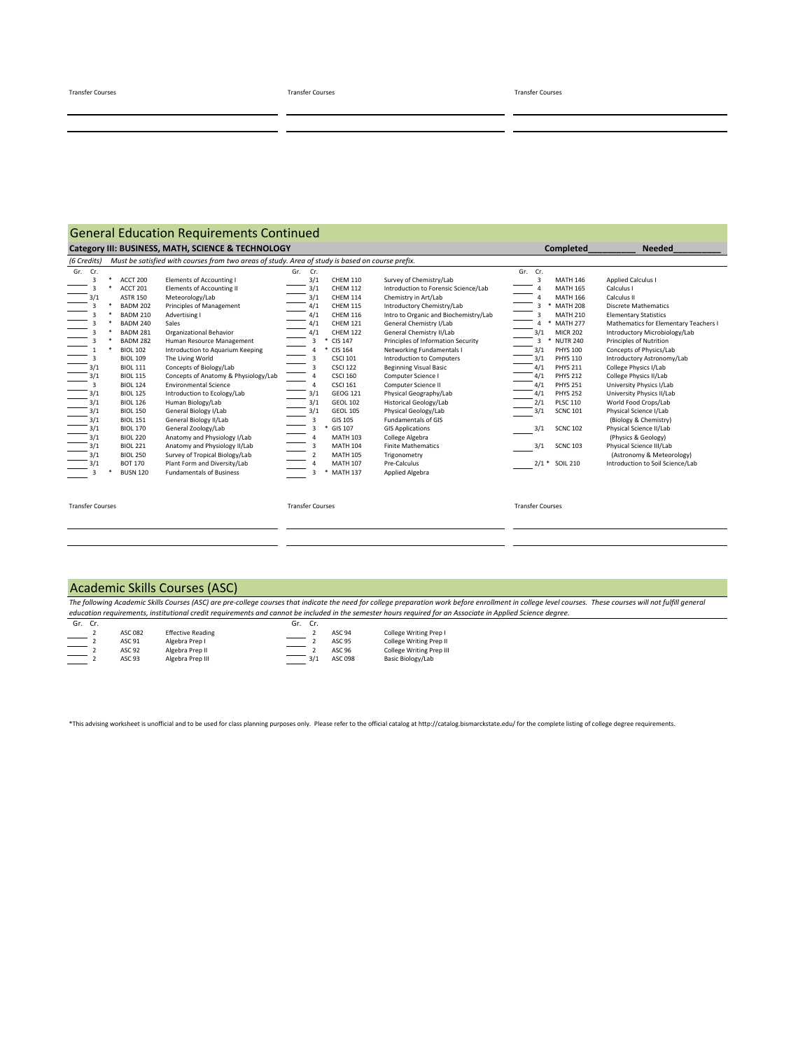Transfer Courses

Transfer Courses

Transfer Courses

## General Education Requirements Continued

### Category III: BUSINESS, MATH, SCIENCE & TECHNOLOGY

**Completed__________ Needed__________**

*(6 Credits) Must be satisfied with courses from two areas of study. Area of study is based on course prefix.*

| Gr. | Cr. | | Course | Title |
|---|---|---|---|---|
| | 3 | * | ACCT 200 | Elements of Accounting I |
| | 3 | * | ACCT 201 | Elements of Accounting II |
| | 3/1 | | ASTR 150 | Meteorology/Lab |
| | 3 | * | BADM 202 | Principles of Management |
| | 3 | * | BADM 210 | Advertising I |
| | 3 | * | BADM 240 | Sales |
| | 3 | * | BADM 281 | Organizational Behavior |
| | 3 | * | BADM 282 | Human Resource Management |
| | 1 | * | BIOL 102 | Introduction to Aquarium Keeping |
| | 3 | | BIOL 109 | The Living World |
| | 3/1 | | BIOL 111 | Concepts of Biology/Lab |
| | 3/1 | | BIOL 115 | Concepts of Anatomy & Physiology/Lab |
| | 3 | | BIOL 124 | Environmental Science |
| | 3/1 | | BIOL 125 | Introduction to Ecology/Lab |
| | 3/1 | | BIOL 126 | Human Biology/Lab |
| | 3/1 | | BIOL 150 | General Biology I/Lab |
| | 3/1 | | BIOL 151 | General Biology II/Lab |
| | 3/1 | | BIOL 170 | General Zoology/Lab |
| | 3/1 | | BIOL 220 | Anatomy and Physiology I/Lab |
| | 3/1 | | BIOL 221 | Anatomy and Physiology II/Lab |
| | 3/1 | | BIOL 250 | Survey of Tropical Biology/Lab |
| | 3/1 | | BOT 170 | Plant Form and Diversity/Lab |
| | 3 | * | BUSN 120 | Fundamentals of Business |
| | 3/1 | | CHEM 110 | Survey of Chemistry/Lab |
| | 3/1 | | CHEM 112 | Introduction to Forensic Science/Lab |
| | 3/1 | | CHEM 114 | Chemistry in Art/Lab |
| | 4/1 | | CHEM 115 | Introductory Chemistry/Lab |
| | 4/1 | | CHEM 116 | Intro to Organic and Biochemistry/Lab |
| | 4/1 | | CHEM 121 | General Chemistry I/Lab |
| | 4/1 | | CHEM 122 | General Chemistry II/Lab |
| | 3 | * | CIS 147 | Principles of Information Security |
| | 4 | * | CIS 164 | Networking Fundamentals I |
| | 3 | | CSCI 101 | Introduction to Computers |
| | 3 | | CSCI 122 | Beginning Visual Basic |
| | 4 | | CSCI 160 | Computer Science I |
| | 4 | | CSCI 161 | Computer Science II |
| | 3/1 | | GEOG 121 | Physical Geography/Lab |
| | 3/1 | | GEOL 102 | Historical Geology/Lab |
| | 3/1 | | GEOL 105 | Physical Geology/Lab |
| | 3 | | GIS 105 | Fundamentals of GIS |
| | 3 | * | GIS 107 | GIS Applications |
| | 4 | | MATH 103 | College Algebra |
| | 3 | | MATH 104 | Finite Mathematics |
| | 2 | | MATH 105 | Trigonometry |
| | 4 | | MATH 107 | Pre-Calculus |
| | 3 | * | MATH 137 | Applied Algebra |
| | 3 | | MATH 146 | Applied Calculus I |
| | 4 | | MATH 165 | Calculus I |
| | 4 | | MATH 166 | Calculus II |
| | 3 | * | MATH 208 | Discrete Mathematics |
| | 3 | | MATH 210 | Elementary Statistics |
| | 4 | * | MATH 277 | Mathematics for Elementary Teachers I |
| | 3/1 | | MICR 202 | Introductory Microbiology/Lab |
| | 3 | * | NUTR 240 | Principles of Nutrition |
| | 3/1 | | PHYS 100 | Concepts of Physics/Lab |
| | 3/1 | | PHYS 110 | Introductory Astronomy/Lab |
| | 4/1 | | PHYS 211 | College Physics I/Lab |
| | 4/1 | | PHYS 212 | College Physics II/Lab |
| | 4/1 | | PHYS 251 | University Physics I/Lab |
| | 4/1 | | PHYS 252 | University Physics II/Lab |
| | 2/1 | | PLSC 110 | World Food Crops/Lab |
| | 3/1 | | SCNC 101 | Physical Science I/Lab (Biology & Chemistry) |
| | 3/1 | | SCNC 102 | Physical Science II/Lab (Physics & Geology) |
| | 3/1 | | SCNC 103 | Physical Science III/Lab (Astronomy & Meteorology) |
| | 2/1 | * | SOIL 210 | Introduction to Soil Science/Lab |

Transfer Courses

Transfer Courses

Transfer Courses

## Academic Skills Courses (ASC)

*The following Academic Skills Courses (ASC) are pre-college courses that indicate the need for college preparation work before enrollment in college level courses. These courses will not fulfill general education requirements, institutional credit requirements and cannot be included in the semester hours required for an Associate in Applied Science degree.*

| Gr. | Cr. | Course | Title |
|---|---|---|---|
| | 2 | ASC 082 | Effective Reading |
| | 2 | ASC 91 | Algebra Prep I |
| | 2 | ASC 92 | Algebra Prep II |
| | 2 | ASC 93 | Algebra Prep III |
| | 2 | ASC 94 | College Writing Prep I |
| | 2 | ASC 95 | College Writing Prep II |
| | 2 | ASC 96 | College Writing Prep III |
| | 3/1 | ASC 098 | Basic Biology/Lab |

*This advising worksheet is unofficial and to be used for class planning purposes only. Please refer to the official catalog at http://catalog.bismarckstate.edu/ for the complete listing of college degree requirements.